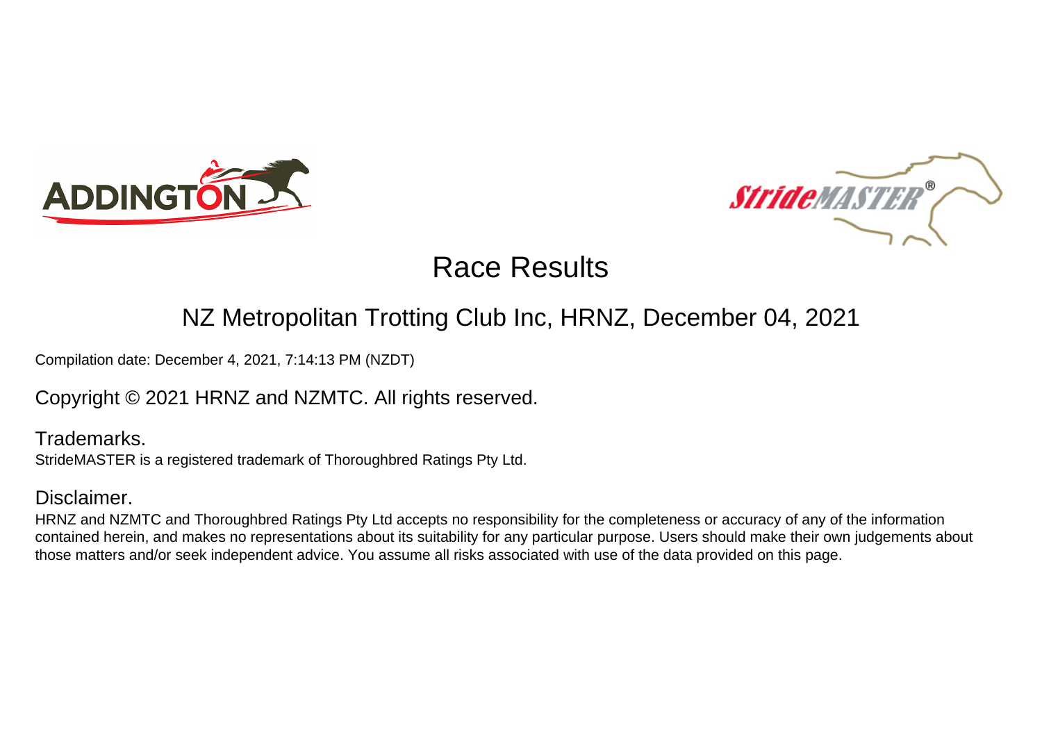# Race Results

## NZ Metropolitan Trotting Club Inc, HRNZ, December 04, 2021

Compilation date: December 4, 2021, 7:14:13 PM (NZDT)

Copyright © 2021 HRNZ and NZMTC. All rights reserved.

### Trademarks.

StrideMASTER is a registered trademark of Thoroughbred Ratings Pty Ltd.

### Disclaimer.

HRNZ and NZMTC and Thoroughbred Ratings Pty Ltd accepts no responsibility for the completeness or accuracy of any of the information contained herein, and makes no representations about its suitability for any particular purpose. Users should make their own judgements about those matters and/or seek independent advice. You assume all risks associated with use of the data provided on this page.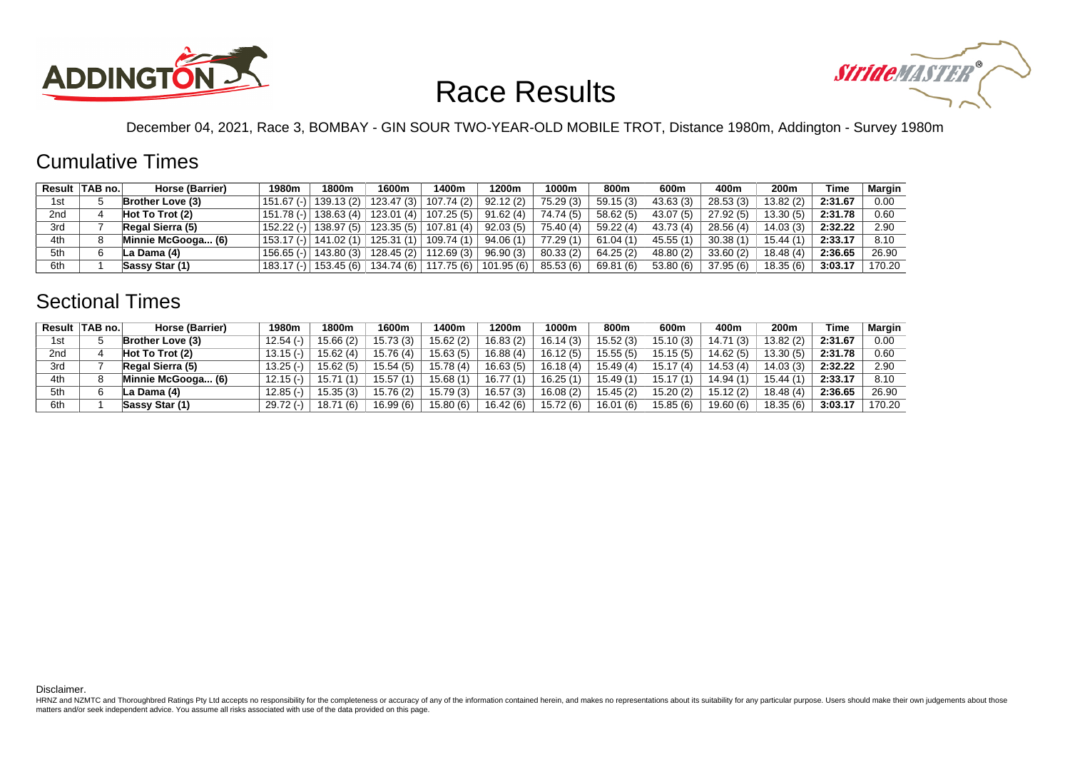# Race Results

December 04, 2021, Race 3, BOMBAY - GIN SOUR TWO-YEAR-OLD MOBILE TROT, Distance 1980m, Addington - Survey 1980m

## Cumulative Times

| Result | TAB no. | Horse (Barrier) | 1980m | 1800m | 1600m | 1400m | 1200m | 1000m | 800m | 600m | 400m | 200m | Time | Margin |
|---|---|---|---|---|---|---|---|---|---|---|---|---|---|---|
| 1st | 5 | **Brother Love (3)** | 151.67 (-) | 139.13 (2) | 123.47 (3) | 107.74 (2) | 92.12 (2) | 75.29 (3) | 59.15 (3) | 43.63 (3) | 28.53 (3) | 13.82 (2) | **2:31.67** | 0.00 |
| 2nd | 4 | **Hot To Trot (2)** | 151.78 (-) | 138.63 (4) | 123.01 (4) | 107.25 (5) | 91.62 (4) | 74.74 (5) | 58.62 (5) | 43.07 (5) | 27.92 (5) | 13.30 (5) | **2:31.78** | 0.60 |
| 3rd | 7 | **Regal Sierra (5)** | 152.22 (-) | 138.97 (5) | 123.35 (5) | 107.81 (4) | 92.03 (5) | 75.40 (4) | 59.22 (4) | 43.73 (4) | 28.56 (4) | 14.03 (3) | **2:32.22** | 2.90 |
| 4th | 8 | **Minnie McGooga... (6)** | 153.17 (-) | 141.02 (1) | 125.31 (1) | 109.74 (1) | 94.06 (1) | 77.29 (1) | 61.04 (1) | 45.55 (1) | 30.38 (1) | 15.44 (1) | **2:33.17** | 8.10 |
| 5th | 6 | **La Dama (4)** | 156.65 (-) | 143.80 (3) | 128.45 (2) | 112.69 (3) | 96.90 (3) | 80.33 (2) | 64.25 (2) | 48.80 (2) | 33.60 (2) | 18.48 (4) | **2:36.65** | 26.90 |
| 6th | 1 | **Sassy Star (1)** | 183.17 (-) | 153.45 (6) | 134.74 (6) | 117.75 (6) | 101.95 (6) | 85.53 (6) | 69.81 (6) | 53.80 (6) | 37.95 (6) | 18.35 (6) | **3:03.17** | 170.20 |

## Sectional Times

| Result | TAB no. | Horse (Barrier) | 1980m | 1800m | 1600m | 1400m | 1200m | 1000m | 800m | 600m | 400m | 200m | Time | Margin |
|---|---|---|---|---|---|---|---|---|---|---|---|---|---|---|
| 1st | 5 | **Brother Love (3)** | 12.54 (-) | 15.66 (2) | 15.73 (3) | 15.62 (2) | 16.83 (2) | 16.14 (3) | 15.52 (3) | 15.10 (3) | 14.71 (3) | 13.82 (2) | **2:31.67** | 0.00 |
| 2nd | 4 | **Hot To Trot (2)** | 13.15 (-) | 15.62 (4) | 15.76 (4) | 15.63 (5) | 16.88 (4) | 16.12 (5) | 15.55 (5) | 15.15 (5) | 14.62 (5) | 13.30 (5) | **2:31.78** | 0.60 |
| 3rd | 7 | **Regal Sierra (5)** | 13.25 (-) | 15.62 (5) | 15.54 (5) | 15.78 (4) | 16.63 (5) | 16.18 (4) | 15.49 (4) | 15.17 (4) | 14.53 (4) | 14.03 (3) | **2:32.22** | 2.90 |
| 4th | 8 | **Minnie McGooga... (6)** | 12.15 (-) | 15.71 (1) | 15.57 (1) | 15.68 (1) | 16.77 (1) | 16.25 (1) | 15.49 (1) | 15.17 (1) | 14.94 (1) | 15.44 (1) | **2:33.17** | 8.10 |
| 5th | 6 | **La Dama (4)** | 12.85 (-) | 15.35 (3) | 15.76 (2) | 15.79 (3) | 16.57 (3) | 16.08 (2) | 15.45 (2) | 15.20 (2) | 15.12 (2) | 18.48 (4) | **2:36.65** | 26.90 |
| 6th | 1 | **Sassy Star (1)** | 29.72 (-) | 18.71 (6) | 16.99 (6) | 15.80 (6) | 16.42 (6) | 15.72 (6) | 16.01 (6) | 15.85 (6) | 19.60 (6) | 18.35 (6) | **3:03.17** | 170.20 |

Disclaimer.

HRNZ and NZMTC and Thoroughbred Ratings Pty Ltd accepts no responsibility for the completeness or accuracy of any of the information contained herein, and makes no representations about its suitability for any particular purpose. Users should make their own judgements about those matters and/or seek independent advice. You assume all risks associated with use of the data provided on this page.